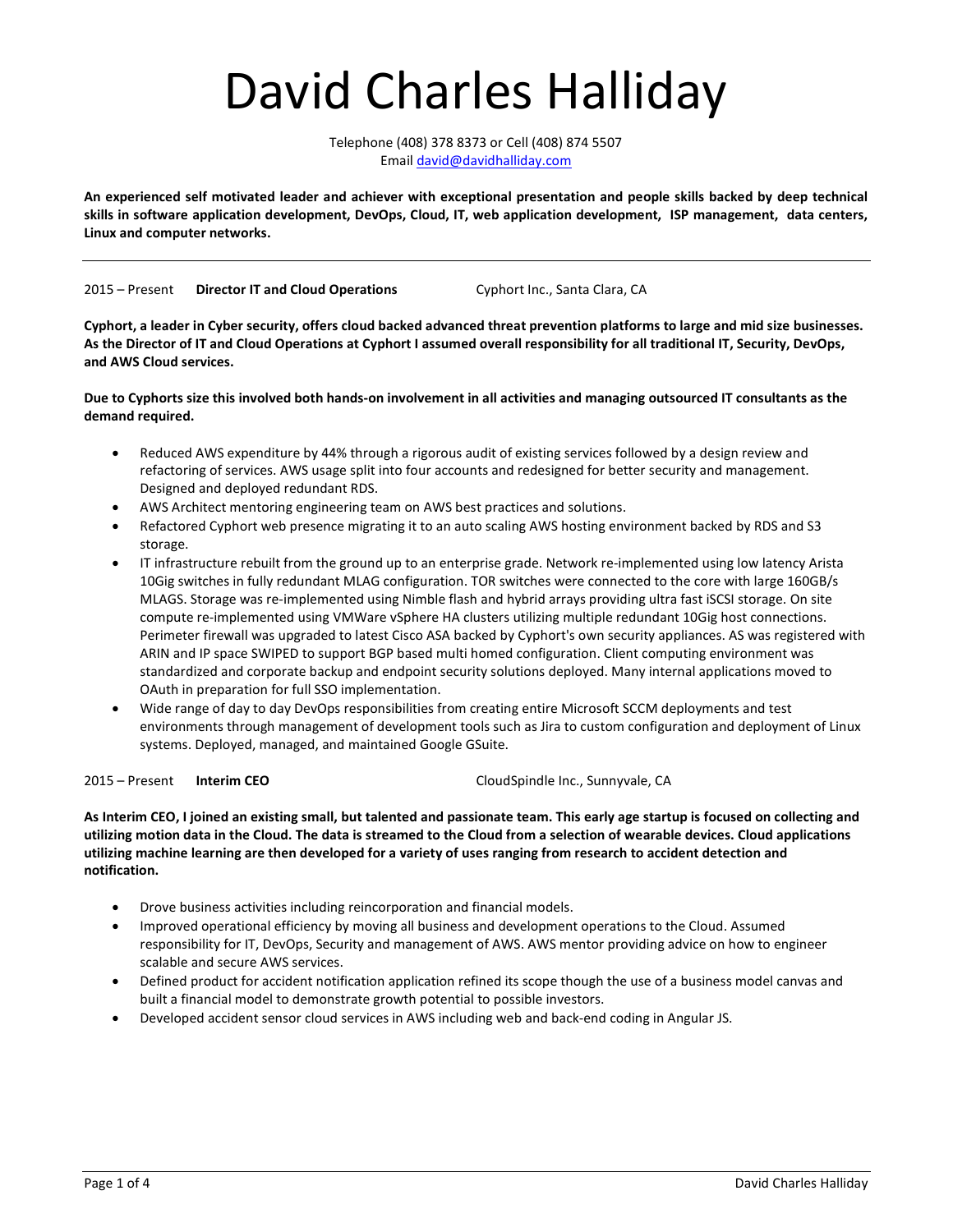# David Charles Halliday

Telephone (408) 378 8373 or Cell (408) 874 5507
Email david@davidhalliday.com

**An experienced self motivated leader and achiever with exceptional presentation and people skills backed by deep technical skills in software application development, DevOps, Cloud, IT, web application development, ISP management, data centers, Linux and computer networks.**

---

2015 – Present **Director IT and Cloud Operations** Cyphort Inc., Santa Clara, CA

**Cyphort, a leader in Cyber security, offers cloud backed advanced threat prevention platforms to large and mid size businesses. As the Director of IT and Cloud Operations at Cyphort I assumed overall responsibility for all traditional IT, Security, DevOps, and AWS Cloud services.**

**Due to Cyphorts size this involved both hands-on involvement in all activities and managing outsourced IT consultants as the demand required.**

- Reduced AWS expenditure by 44% through a rigorous audit of existing services followed by a design review and refactoring of services. AWS usage split into four accounts and redesigned for better security and management. Designed and deployed redundant RDS.
- AWS Architect mentoring engineering team on AWS best practices and solutions.
- Refactored Cyphort web presence migrating it to an auto scaling AWS hosting environment backed by RDS and S3 storage.
- IT infrastructure rebuilt from the ground up to an enterprise grade. Network re-implemented using low latency Arista 10Gig switches in fully redundant MLAG configuration. TOR switches were connected to the core with large 160GB/s MLAGS. Storage was re-implemented using Nimble flash and hybrid arrays providing ultra fast iSCSI storage. On site compute re-implemented using VMWare vSphere HA clusters utilizing multiple redundant 10Gig host connections. Perimeter firewall was upgraded to latest Cisco ASA backed by Cyphort's own security appliances. AS was registered with ARIN and IP space SWIPED to support BGP based multi homed configuration. Client computing environment was standardized and corporate backup and endpoint security solutions deployed. Many internal applications moved to OAuth in preparation for full SSO implementation.
- Wide range of day to day DevOps responsibilities from creating entire Microsoft SCCM deployments and test environments through management of development tools such as Jira to custom configuration and deployment of Linux systems. Deployed, managed, and maintained Google GSuite.

2015 – Present **Interim CEO** CloudSpindle Inc., Sunnyvale, CA

**As Interim CEO, I joined an existing small, but talented and passionate team. This early age startup is focused on collecting and utilizing motion data in the Cloud. The data is streamed to the Cloud from a selection of wearable devices. Cloud applications utilizing machine learning are then developed for a variety of uses ranging from research to accident detection and notification.**

- Drove business activities including reincorporation and financial models.
- Improved operational efficiency by moving all business and development operations to the Cloud. Assumed responsibility for IT, DevOps, Security and management of AWS. AWS mentor providing advice on how to engineer scalable and secure AWS services.
- Defined product for accident notification application refined its scope though the use of a business model canvas and built a financial model to demonstrate growth potential to possible investors.
- Developed accident sensor cloud services in AWS including web and back-end coding in Angular JS.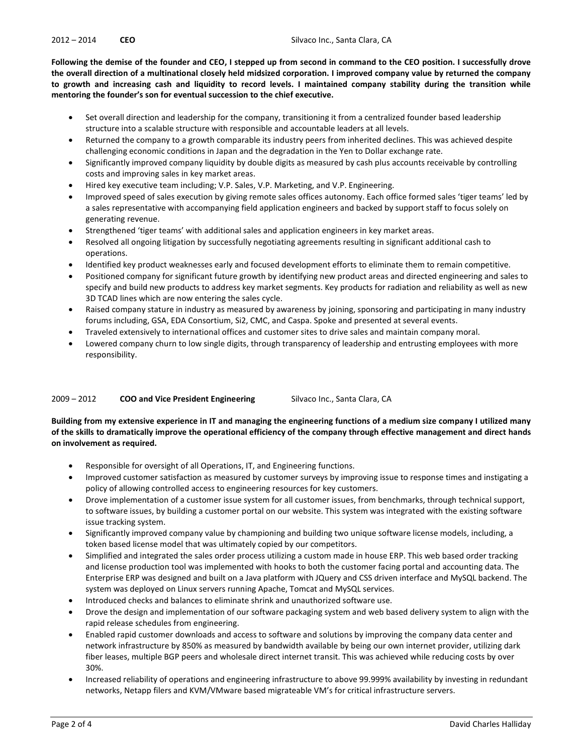2012 – 2014 **CEO** Silvaco Inc., Santa Clara, CA

**Following the demise of the founder and CEO, I stepped up from second in command to the CEO position. I successfully drove the overall direction of a multinational closely held midsized corporation. I improved company value by returned the company to growth and increasing cash and liquidity to record levels. I maintained company stability during the transition while mentoring the founder's son for eventual succession to the chief executive.**

- Set overall direction and leadership for the company, transitioning it from a centralized founder based leadership structure into a scalable structure with responsible and accountable leaders at all levels.
- Returned the company to a growth comparable its industry peers from inherited declines. This was achieved despite challenging economic conditions in Japan and the degradation in the Yen to Dollar exchange rate.
- Significantly improved company liquidity by double digits as measured by cash plus accounts receivable by controlling costs and improving sales in key market areas.
- Hired key executive team including; V.P. Sales, V.P. Marketing, and V.P. Engineering.
- Improved speed of sales execution by giving remote sales offices autonomy. Each office formed sales 'tiger teams' led by a sales representative with accompanying field application engineers and backed by support staff to focus solely on generating revenue.
- Strengthened 'tiger teams' with additional sales and application engineers in key market areas.
- Resolved all ongoing litigation by successfully negotiating agreements resulting in significant additional cash to operations.
- Identified key product weaknesses early and focused development efforts to eliminate them to remain competitive.
- Positioned company for significant future growth by identifying new product areas and directed engineering and sales to specify and build new products to address key market segments. Key products for radiation and reliability as well as new 3D TCAD lines which are now entering the sales cycle.
- Raised company stature in industry as measured by awareness by joining, sponsoring and participating in many industry forums including, GSA, EDA Consortium, Si2, CMC, and Caspa. Spoke and presented at several events.
- Traveled extensively to international offices and customer sites to drive sales and maintain company moral.
- Lowered company churn to low single digits, through transparency of leadership and entrusting employees with more responsibility.

2009 – 2012 **COO and Vice President Engineering** Silvaco Inc., Santa Clara, CA

**Building from my extensive experience in IT and managing the engineering functions of a medium size company I utilized many of the skills to dramatically improve the operational efficiency of the company through effective management and direct hands on involvement as required.**

- Responsible for oversight of all Operations, IT, and Engineering functions.
- Improved customer satisfaction as measured by customer surveys by improving issue to response times and instigating a policy of allowing controlled access to engineering resources for key customers.
- Drove implementation of a customer issue system for all customer issues, from benchmarks, through technical support, to software issues, by building a customer portal on our website. This system was integrated with the existing software issue tracking system.
- Significantly improved company value by championing and building two unique software license models, including, a token based license model that was ultimately copied by our competitors.
- Simplified and integrated the sales order process utilizing a custom made in house ERP. This web based order tracking and license production tool was implemented with hooks to both the customer facing portal and accounting data. The Enterprise ERP was designed and built on a Java platform with JQuery and CSS driven interface and MySQL backend. The system was deployed on Linux servers running Apache, Tomcat and MySQL services.
- Introduced checks and balances to eliminate shrink and unauthorized software use.
- Drove the design and implementation of our software packaging system and web based delivery system to align with the rapid release schedules from engineering.
- Enabled rapid customer downloads and access to software and solutions by improving the company data center and network infrastructure by 850% as measured by bandwidth available by being our own internet provider, utilizing dark fiber leases, multiple BGP peers and wholesale direct internet transit. This was achieved while reducing costs by over 30%.
- Increased reliability of operations and engineering infrastructure to above 99.999% availability by investing in redundant networks, Netapp filers and KVM/VMware based migrateable VM's for critical infrastructure servers.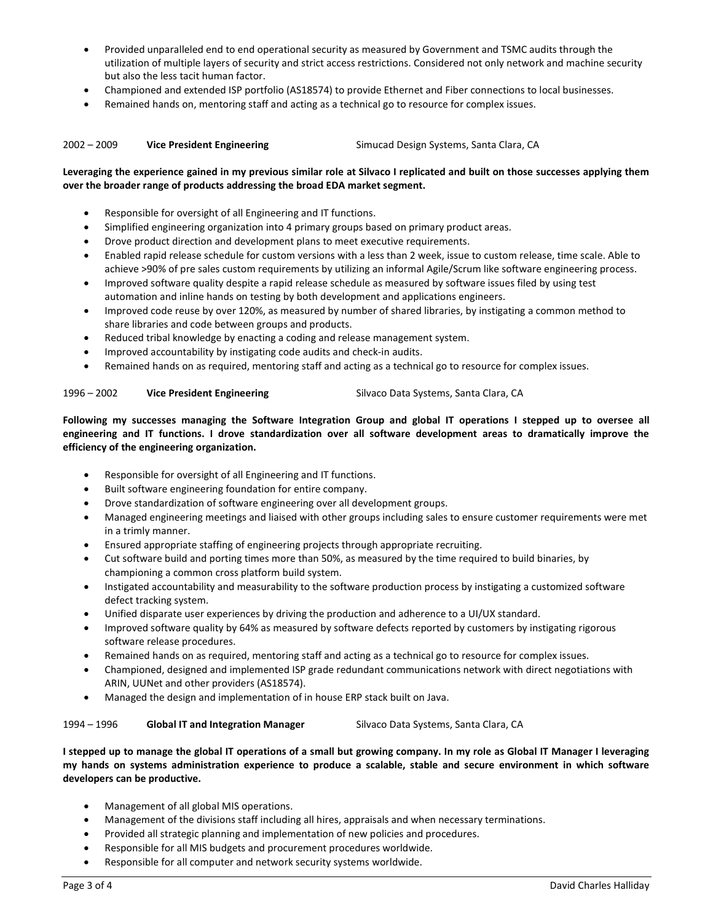- Provided unparalleled end to end operational security as measured by Government and TSMC audits through the utilization of multiple layers of security and strict access restrictions. Considered not only network and machine security but also the less tacit human factor.
- Championed and extended ISP portfolio (AS18574) to provide Ethernet and Fiber connections to local businesses.
- Remained hands on, mentoring staff and acting as a technical go to resource for complex issues.

2002 – 2009 **Vice President Engineering** Simucad Design Systems, Santa Clara, CA

**Leveraging the experience gained in my previous similar role at Silvaco I replicated and built on those successes applying them over the broader range of products addressing the broad EDA market segment.**

- Responsible for oversight of all Engineering and IT functions.
- Simplified engineering organization into 4 primary groups based on primary product areas.
- Drove product direction and development plans to meet executive requirements.
- Enabled rapid release schedule for custom versions with a less than 2 week, issue to custom release, time scale. Able to achieve >90% of pre sales custom requirements by utilizing an informal Agile/Scrum like software engineering process.
- Improved software quality despite a rapid release schedule as measured by software issues filed by using test automation and inline hands on testing by both development and applications engineers.
- Improved code reuse by over 120%, as measured by number of shared libraries, by instigating a common method to share libraries and code between groups and products.
- Reduced tribal knowledge by enacting a coding and release management system.
- Improved accountability by instigating code audits and check-in audits.
- Remained hands on as required, mentoring staff and acting as a technical go to resource for complex issues.

1996 – 2002 **Vice President Engineering** Silvaco Data Systems, Santa Clara, CA

**Following my successes managing the Software Integration Group and global IT operations I stepped up to oversee all engineering and IT functions. I drove standardization over all software development areas to dramatically improve the efficiency of the engineering organization.**

- Responsible for oversight of all Engineering and IT functions.
- Built software engineering foundation for entire company.
- Drove standardization of software engineering over all development groups.
- Managed engineering meetings and liaised with other groups including sales to ensure customer requirements were met in a trimly manner.
- Ensured appropriate staffing of engineering projects through appropriate recruiting.
- Cut software build and porting times more than 50%, as measured by the time required to build binaries, by championing a common cross platform build system.
- Instigated accountability and measurability to the software production process by instigating a customized software defect tracking system.
- Unified disparate user experiences by driving the production and adherence to a UI/UX standard.
- Improved software quality by 64% as measured by software defects reported by customers by instigating rigorous software release procedures.
- Remained hands on as required, mentoring staff and acting as a technical go to resource for complex issues.
- Championed, designed and implemented ISP grade redundant communications network with direct negotiations with ARIN, UUNet and other providers (AS18574).
- Managed the design and implementation of in house ERP stack built on Java.

1994 – 1996 **Global IT and Integration Manager** Silvaco Data Systems, Santa Clara, CA

**I stepped up to manage the global IT operations of a small but growing company. In my role as Global IT Manager I leveraging my hands on systems administration experience to produce a scalable, stable and secure environment in which software developers can be productive.**

- Management of all global MIS operations.
- Management of the divisions staff including all hires, appraisals and when necessary terminations.
- Provided all strategic planning and implementation of new policies and procedures.
- Responsible for all MIS budgets and procurement procedures worldwide.
- Responsible for all computer and network security systems worldwide.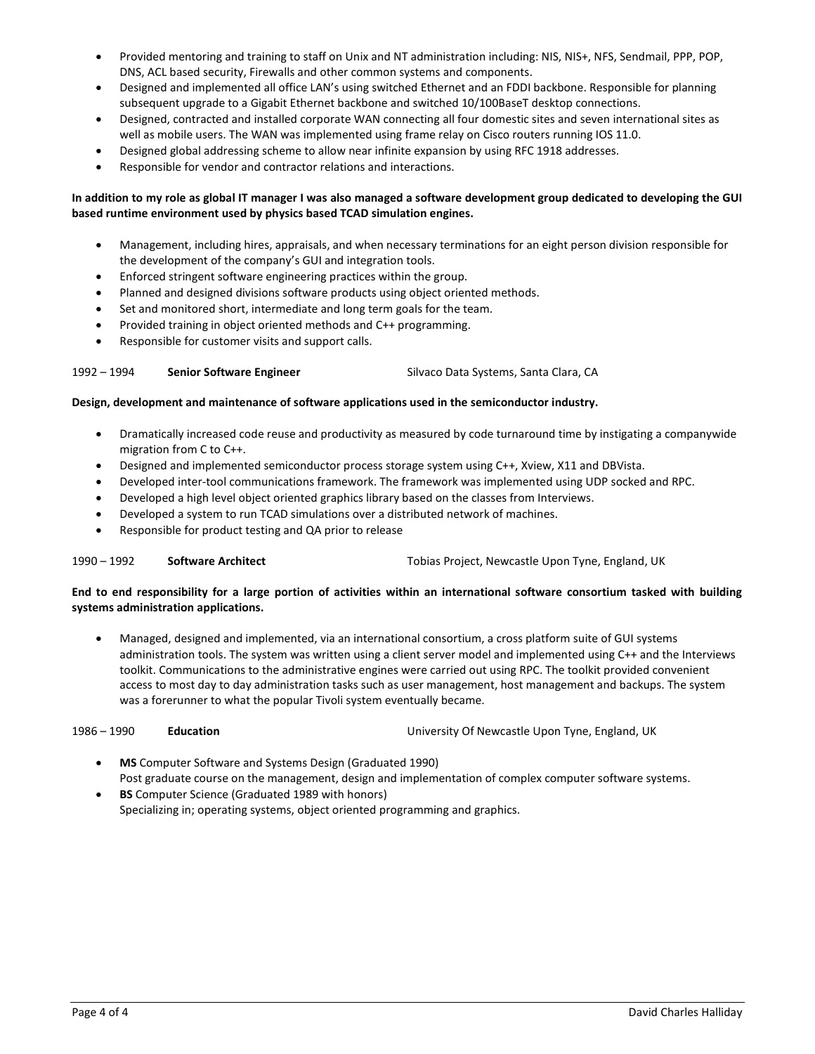- Provided mentoring and training to staff on Unix and NT administration including: NIS, NIS+, NFS, Sendmail, PPP, POP, DNS, ACL based security, Firewalls and other common systems and components.
- Designed and implemented all office LAN's using switched Ethernet and an FDDI backbone. Responsible for planning subsequent upgrade to a Gigabit Ethernet backbone and switched 10/100BaseT desktop connections.
- Designed, contracted and installed corporate WAN connecting all four domestic sites and seven international sites as well as mobile users. The WAN was implemented using frame relay on Cisco routers running IOS 11.0.
- Designed global addressing scheme to allow near infinite expansion by using RFC 1918 addresses.
- Responsible for vendor and contractor relations and interactions.

**In addition to my role as global IT manager I was also managed a software development group dedicated to developing the GUI based runtime environment used by physics based TCAD simulation engines.**

- Management, including hires, appraisals, and when necessary terminations for an eight person division responsible for the development of the company's GUI and integration tools.
- Enforced stringent software engineering practices within the group.
- Planned and designed divisions software products using object oriented methods.
- Set and monitored short, intermediate and long term goals for the team.
- Provided training in object oriented methods and C++ programming.
- Responsible for customer visits and support calls.

1992 – 1994 **Senior Software Engineer** Silvaco Data Systems, Santa Clara, CA

**Design, development and maintenance of software applications used in the semiconductor industry.**

- Dramatically increased code reuse and productivity as measured by code turnaround time by instigating a companywide migration from C to C++.
- Designed and implemented semiconductor process storage system using C++, Xview, X11 and DBVista.
- Developed inter-tool communications framework. The framework was implemented using UDP socked and RPC.
- Developed a high level object oriented graphics library based on the classes from Interviews.
- Developed a system to run TCAD simulations over a distributed network of machines.
- Responsible for product testing and QA prior to release

1990 – 1992 **Software Architect** Tobias Project, Newcastle Upon Tyne, England, UK

**End to end responsibility for a large portion of activities within an international software consortium tasked with building systems administration applications.**

- Managed, designed and implemented, via an international consortium, a cross platform suite of GUI systems administration tools. The system was written using a client server model and implemented using C++ and the Interviews toolkit. Communications to the administrative engines were carried out using RPC. The toolkit provided convenient access to most day to day administration tasks such as user management, host management and backups. The system was a forerunner to what the popular Tivoli system eventually became.

1986 – 1990 **Education** University Of Newcastle Upon Tyne, England, UK

- **MS** Computer Software and Systems Design (Graduated 1990)
  Post graduate course on the management, design and implementation of complex computer software systems.
- **BS** Computer Science (Graduated 1989 with honors)
  Specializing in; operating systems, object oriented programming and graphics.